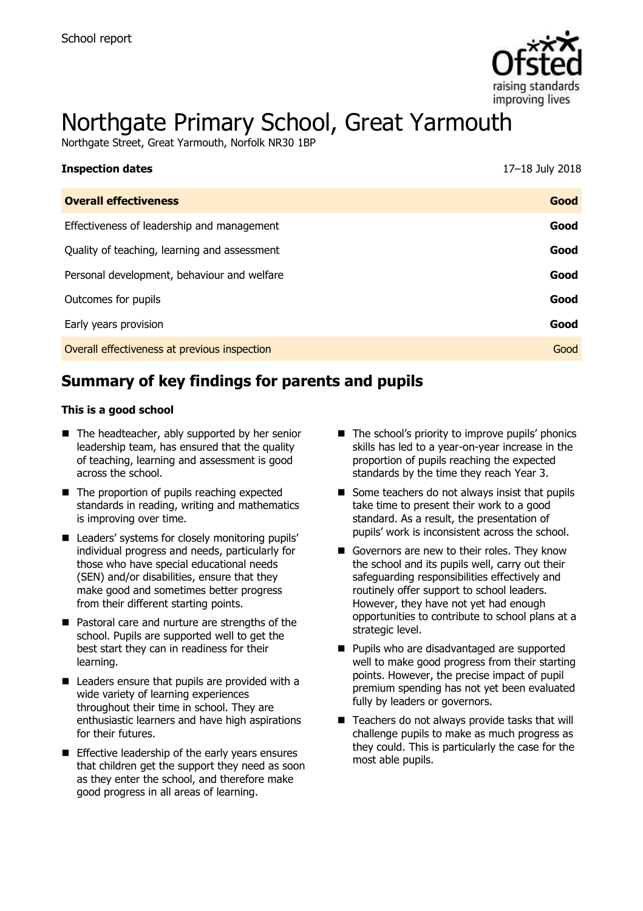School report

# Northgate Primary School, Great Yarmouth

Northgate Street, Great Yarmouth, Norfolk NR30 1BP

| **Inspection dates** | 17–18 July 2018 |
| --- | --- |
| **Overall effectiveness** | **Good** |
| Effectiveness of leadership and management | **Good** |
| Quality of teaching, learning and assessment | **Good** |
| Personal development, behaviour and welfare | **Good** |
| Outcomes for pupils | **Good** |
| Early years provision | **Good** |
| Overall effectiveness at previous inspection | Good |

## Summary of key findings for parents and pupils

**This is a good school**

- The headteacher, ably supported by her senior leadership team, has ensured that the quality of teaching, learning and assessment is good across the school.
- The proportion of pupils reaching expected standards in reading, writing and mathematics is improving over time.
- Leaders' systems for closely monitoring pupils' individual progress and needs, particularly for those who have special educational needs (SEN) and/or disabilities, ensure that they make good and sometimes better progress from their different starting points.
- Pastoral care and nurture are strengths of the school. Pupils are supported well to get the best start they can in readiness for their learning.
- Leaders ensure that pupils are provided with a wide variety of learning experiences throughout their time in school. They are enthusiastic learners and have high aspirations for their futures.
- Effective leadership of the early years ensures that children get the support they need as soon as they enter the school, and therefore make good progress in all areas of learning.
- The school's priority to improve pupils' phonics skills has led to a year-on-year increase in the proportion of pupils reaching the expected standards by the time they reach Year 3.
- Some teachers do not always insist that pupils take time to present their work to a good standard. As a result, the presentation of pupils' work is inconsistent across the school.
- Governors are new to their roles. They know the school and its pupils well, carry out their safeguarding responsibilities effectively and routinely offer support to school leaders. However, they have not yet had enough opportunities to contribute to school plans at a strategic level.
- Pupils who are disadvantaged are supported well to make good progress from their starting points. However, the precise impact of pupil premium spending has not yet been evaluated fully by leaders or governors.
- Teachers do not always provide tasks that will challenge pupils to make as much progress as they could. This is particularly the case for the most able pupils.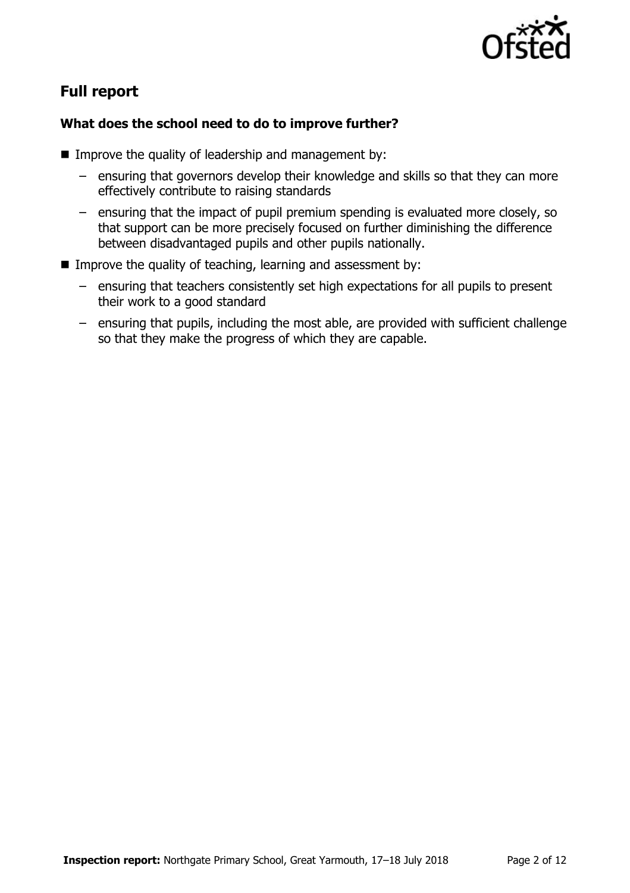## Full report

### What does the school need to do to improve further?

- Improve the quality of leadership and management by:
  - ensuring that governors develop their knowledge and skills so that they can more effectively contribute to raising standards
  - ensuring that the impact of pupil premium spending is evaluated more closely, so that support can be more precisely focused on further diminishing the difference between disadvantaged pupils and other pupils nationally.
- Improve the quality of teaching, learning and assessment by:
  - ensuring that teachers consistently set high expectations for all pupils to present their work to a good standard
  - ensuring that pupils, including the most able, are provided with sufficient challenge so that they make the progress of which they are capable.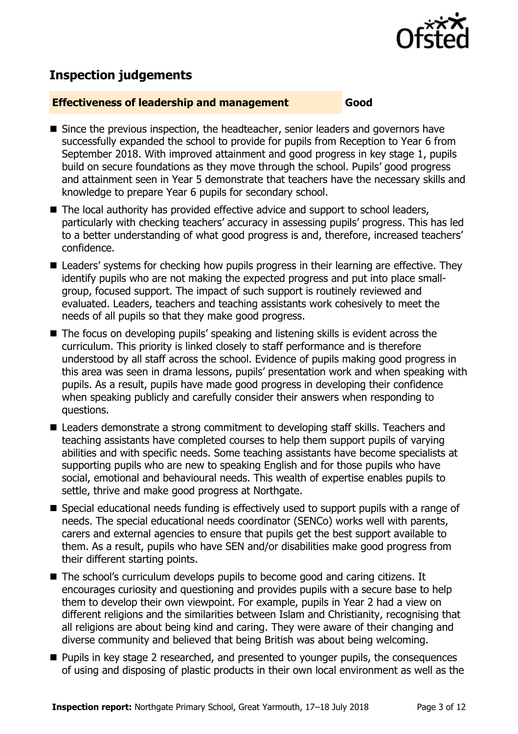## Inspection judgements

**Effectiveness of leadership and management** **Good**

- Since the previous inspection, the headteacher, senior leaders and governors have successfully expanded the school to provide for pupils from Reception to Year 6 from September 2018. With improved attainment and good progress in key stage 1, pupils build on secure foundations as they move through the school. Pupils' good progress and attainment seen in Year 5 demonstrate that teachers have the necessary skills and knowledge to prepare Year 6 pupils for secondary school.
- The local authority has provided effective advice and support to school leaders, particularly with checking teachers' accuracy in assessing pupils' progress. This has led to a better understanding of what good progress is and, therefore, increased teachers' confidence.
- Leaders' systems for checking how pupils progress in their learning are effective. They identify pupils who are not making the expected progress and put into place small-group, focused support. The impact of such support is routinely reviewed and evaluated. Leaders, teachers and teaching assistants work cohesively to meet the needs of all pupils so that they make good progress.
- The focus on developing pupils' speaking and listening skills is evident across the curriculum. This priority is linked closely to staff performance and is therefore understood by all staff across the school. Evidence of pupils making good progress in this area was seen in drama lessons, pupils' presentation work and when speaking with pupils. As a result, pupils have made good progress in developing their confidence when speaking publicly and carefully consider their answers when responding to questions.
- Leaders demonstrate a strong commitment to developing staff skills. Teachers and teaching assistants have completed courses to help them support pupils of varying abilities and with specific needs. Some teaching assistants have become specialists at supporting pupils who are new to speaking English and for those pupils who have social, emotional and behavioural needs. This wealth of expertise enables pupils to settle, thrive and make good progress at Northgate.
- Special educational needs funding is effectively used to support pupils with a range of needs. The special educational needs coordinator (SENCo) works well with parents, carers and external agencies to ensure that pupils get the best support available to them. As a result, pupils who have SEN and/or disabilities make good progress from their different starting points.
- The school's curriculum develops pupils to become good and caring citizens. It encourages curiosity and questioning and provides pupils with a secure base to help them to develop their own viewpoint. For example, pupils in Year 2 had a view on different religions and the similarities between Islam and Christianity, recognising that all religions are about being kind and caring. They were aware of their changing and diverse community and believed that being British was about being welcoming.
- Pupils in key stage 2 researched, and presented to younger pupils, the consequences of using and disposing of plastic products in their own local environment as well as the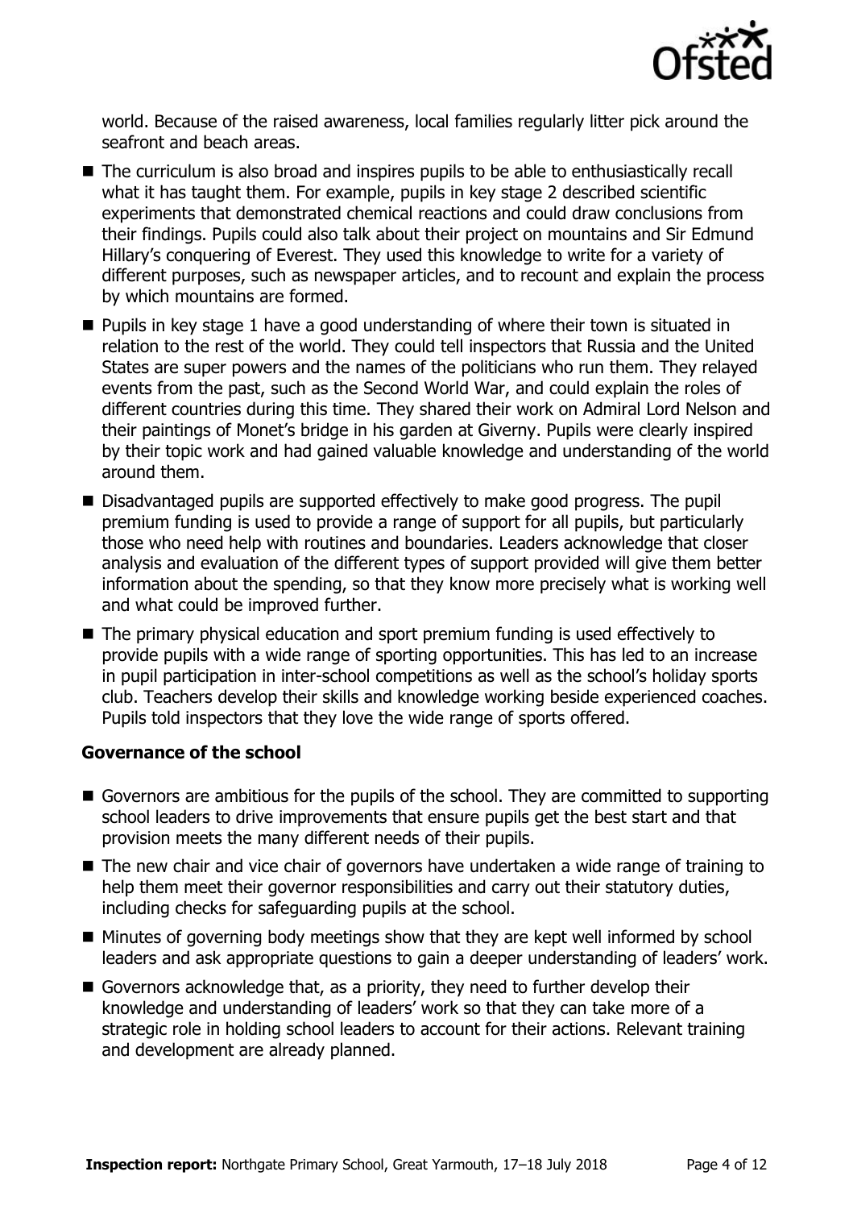world. Because of the raised awareness, local families regularly litter pick around the seafront and beach areas.

- The curriculum is also broad and inspires pupils to be able to enthusiastically recall what it has taught them. For example, pupils in key stage 2 described scientific experiments that demonstrated chemical reactions and could draw conclusions from their findings. Pupils could also talk about their project on mountains and Sir Edmund Hillary's conquering of Everest. They used this knowledge to write for a variety of different purposes, such as newspaper articles, and to recount and explain the process by which mountains are formed.
- Pupils in key stage 1 have a good understanding of where their town is situated in relation to the rest of the world. They could tell inspectors that Russia and the United States are super powers and the names of the politicians who run them. They relayed events from the past, such as the Second World War, and could explain the roles of different countries during this time. They shared their work on Admiral Lord Nelson and their paintings of Monet's bridge in his garden at Giverny. Pupils were clearly inspired by their topic work and had gained valuable knowledge and understanding of the world around them.
- Disadvantaged pupils are supported effectively to make good progress. The pupil premium funding is used to provide a range of support for all pupils, but particularly those who need help with routines and boundaries. Leaders acknowledge that closer analysis and evaluation of the different types of support provided will give them better information about the spending, so that they know more precisely what is working well and what could be improved further.
- The primary physical education and sport premium funding is used effectively to provide pupils with a wide range of sporting opportunities. This has led to an increase in pupil participation in inter-school competitions as well as the school's holiday sports club. Teachers develop their skills and knowledge working beside experienced coaches. Pupils told inspectors that they love the wide range of sports offered.

### Governance of the school

- Governors are ambitious for the pupils of the school. They are committed to supporting school leaders to drive improvements that ensure pupils get the best start and that provision meets the many different needs of their pupils.
- The new chair and vice chair of governors have undertaken a wide range of training to help them meet their governor responsibilities and carry out their statutory duties, including checks for safeguarding pupils at the school.
- Minutes of governing body meetings show that they are kept well informed by school leaders and ask appropriate questions to gain a deeper understanding of leaders' work.
- Governors acknowledge that, as a priority, they need to further develop their knowledge and understanding of leaders' work so that they can take more of a strategic role in holding school leaders to account for their actions. Relevant training and development are already planned.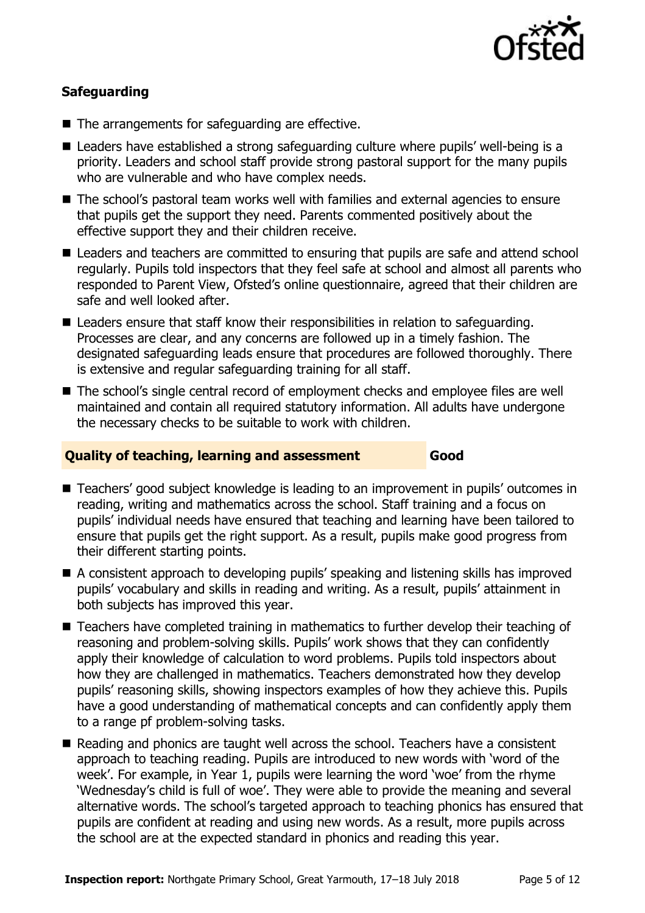### Safeguarding

- The arrangements for safeguarding are effective.
- Leaders have established a strong safeguarding culture where pupils' well-being is a priority. Leaders and school staff provide strong pastoral support for the many pupils who are vulnerable and who have complex needs.
- The school's pastoral team works well with families and external agencies to ensure that pupils get the support they need. Parents commented positively about the effective support they and their children receive.
- Leaders and teachers are committed to ensuring that pupils are safe and attend school regularly. Pupils told inspectors that they feel safe at school and almost all parents who responded to Parent View, Ofsted's online questionnaire, agreed that their children are safe and well looked after.
- Leaders ensure that staff know their responsibilities in relation to safeguarding. Processes are clear, and any concerns are followed up in a timely fashion. The designated safeguarding leads ensure that procedures are followed thoroughly. There is extensive and regular safeguarding training for all staff.
- The school's single central record of employment checks and employee files are well maintained and contain all required statutory information. All adults have undergone the necessary checks to be suitable to work with children.

### Quality of teaching, learning and assessment — Good

- Teachers' good subject knowledge is leading to an improvement in pupils' outcomes in reading, writing and mathematics across the school. Staff training and a focus on pupils' individual needs have ensured that teaching and learning have been tailored to ensure that pupils get the right support. As a result, pupils make good progress from their different starting points.
- A consistent approach to developing pupils' speaking and listening skills has improved pupils' vocabulary and skills in reading and writing. As a result, pupils' attainment in both subjects has improved this year.
- Teachers have completed training in mathematics to further develop their teaching of reasoning and problem-solving skills. Pupils' work shows that they can confidently apply their knowledge of calculation to word problems. Pupils told inspectors about how they are challenged in mathematics. Teachers demonstrated how they develop pupils' reasoning skills, showing inspectors examples of how they achieve this. Pupils have a good understanding of mathematical concepts and can confidently apply them to a range pf problem-solving tasks.
- Reading and phonics are taught well across the school. Teachers have a consistent approach to teaching reading. Pupils are introduced to new words with 'word of the week'. For example, in Year 1, pupils were learning the word 'woe' from the rhyme 'Wednesday's child is full of woe'. They were able to provide the meaning and several alternative words. The school's targeted approach to teaching phonics has ensured that pupils are confident at reading and using new words. As a result, more pupils across the school are at the expected standard in phonics and reading this year.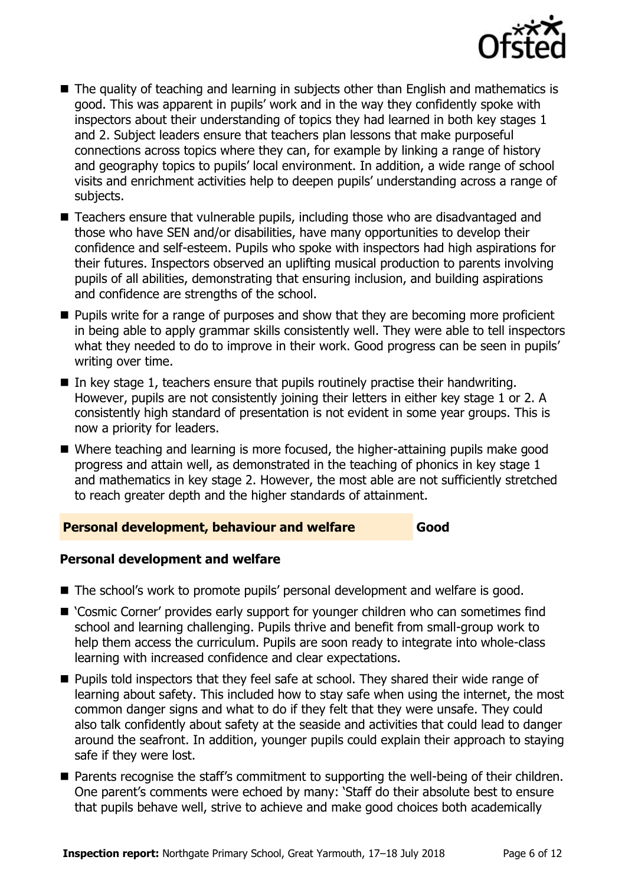- The quality of teaching and learning in subjects other than English and mathematics is good. This was apparent in pupils' work and in the way they confidently spoke with inspectors about their understanding of topics they had learned in both key stages 1 and 2. Subject leaders ensure that teachers plan lessons that make purposeful connections across topics where they can, for example by linking a range of history and geography topics to pupils' local environment. In addition, a wide range of school visits and enrichment activities help to deepen pupils' understanding across a range of subjects.
- Teachers ensure that vulnerable pupils, including those who are disadvantaged and those who have SEN and/or disabilities, have many opportunities to develop their confidence and self-esteem. Pupils who spoke with inspectors had high aspirations for their futures. Inspectors observed an uplifting musical production to parents involving pupils of all abilities, demonstrating that ensuring inclusion, and building aspirations and confidence are strengths of the school.
- Pupils write for a range of purposes and show that they are becoming more proficient in being able to apply grammar skills consistently well. They were able to tell inspectors what they needed to do to improve in their work. Good progress can be seen in pupils' writing over time.
- In key stage 1, teachers ensure that pupils routinely practise their handwriting. However, pupils are not consistently joining their letters in either key stage 1 or 2. A consistently high standard of presentation is not evident in some year groups. This is now a priority for leaders.
- Where teaching and learning is more focused, the higher-attaining pupils make good progress and attain well, as demonstrated in the teaching of phonics in key stage 1 and mathematics in key stage 2. However, the most able are not sufficiently stretched to reach greater depth and the higher standards of attainment.

## Personal development, behaviour and welfare — Good

### Personal development and welfare

- The school's work to promote pupils' personal development and welfare is good.
- 'Cosmic Corner' provides early support for younger children who can sometimes find school and learning challenging. Pupils thrive and benefit from small-group work to help them access the curriculum. Pupils are soon ready to integrate into whole-class learning with increased confidence and clear expectations.
- Pupils told inspectors that they feel safe at school. They shared their wide range of learning about safety. This included how to stay safe when using the internet, the most common danger signs and what to do if they felt that they were unsafe. They could also talk confidently about safety at the seaside and activities that could lead to danger around the seafront. In addition, younger pupils could explain their approach to staying safe if they were lost.
- Parents recognise the staff's commitment to supporting the well-being of their children. One parent's comments were echoed by many: 'Staff do their absolute best to ensure that pupils behave well, strive to achieve and make good choices both academically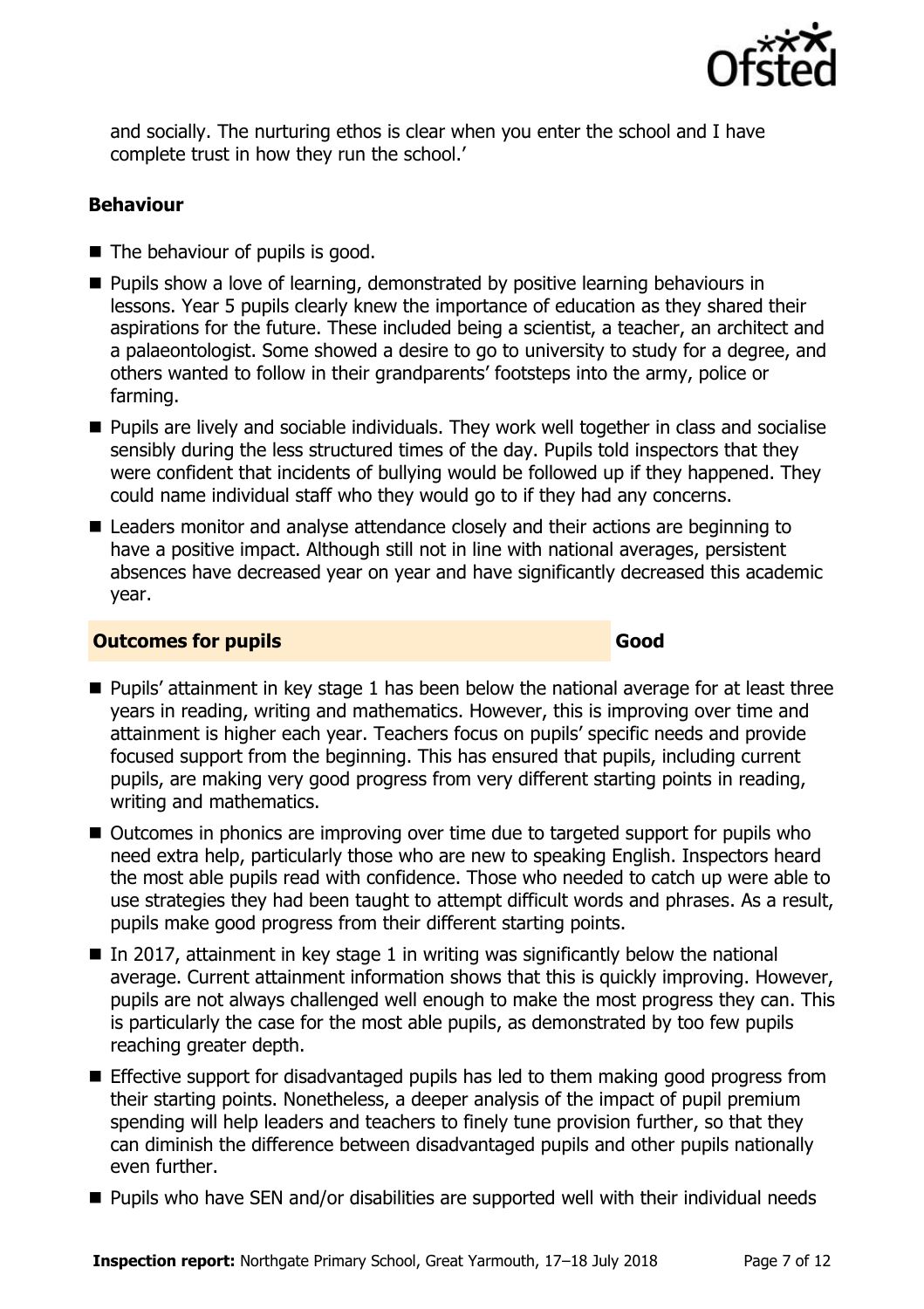and socially. The nurturing ethos is clear when you enter the school and I have complete trust in how they run the school.'

### Behaviour

- The behaviour of pupils is good.
- Pupils show a love of learning, demonstrated by positive learning behaviours in lessons. Year 5 pupils clearly knew the importance of education as they shared their aspirations for the future. These included being a scientist, a teacher, an architect and a palaeontologist. Some showed a desire to go to university to study for a degree, and others wanted to follow in their grandparents' footsteps into the army, police or farming.
- Pupils are lively and sociable individuals. They work well together in class and socialise sensibly during the less structured times of the day. Pupils told inspectors that they were confident that incidents of bullying would be followed up if they happened. They could name individual staff who they would go to if they had any concerns.
- Leaders monitor and analyse attendance closely and their actions are beginning to have a positive impact. Although still not in line with national averages, persistent absences have decreased year on year and have significantly decreased this academic year.

## Outcomes for pupils — Good

- Pupils' attainment in key stage 1 has been below the national average for at least three years in reading, writing and mathematics. However, this is improving over time and attainment is higher each year. Teachers focus on pupils' specific needs and provide focused support from the beginning. This has ensured that pupils, including current pupils, are making very good progress from very different starting points in reading, writing and mathematics.
- Outcomes in phonics are improving over time due to targeted support for pupils who need extra help, particularly those who are new to speaking English. Inspectors heard the most able pupils read with confidence. Those who needed to catch up were able to use strategies they had been taught to attempt difficult words and phrases. As a result, pupils make good progress from their different starting points.
- In 2017, attainment in key stage 1 in writing was significantly below the national average. Current attainment information shows that this is quickly improving. However, pupils are not always challenged well enough to make the most progress they can. This is particularly the case for the most able pupils, as demonstrated by too few pupils reaching greater depth.
- Effective support for disadvantaged pupils has led to them making good progress from their starting points. Nonetheless, a deeper analysis of the impact of pupil premium spending will help leaders and teachers to finely tune provision further, so that they can diminish the difference between disadvantaged pupils and other pupils nationally even further.
- Pupils who have SEN and/or disabilities are supported well with their individual needs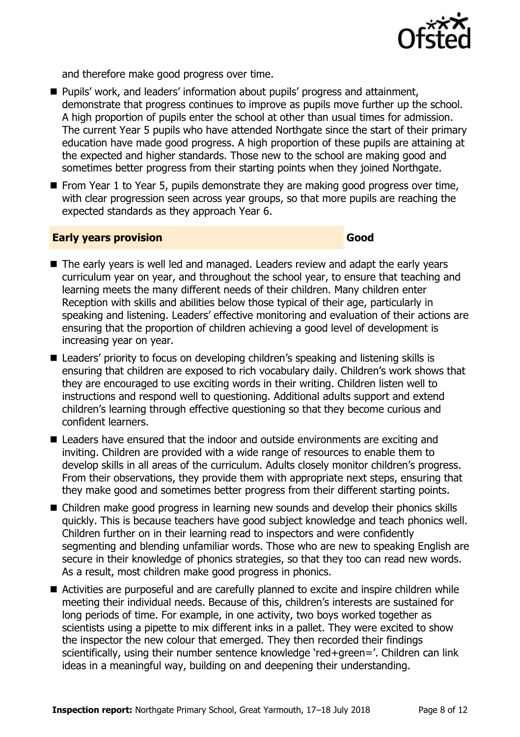and therefore make good progress over time.

- Pupils' work, and leaders' information about pupils' progress and attainment, demonstrate that progress continues to improve as pupils move further up the school. A high proportion of pupils enter the school at other than usual times for admission. The current Year 5 pupils who have attended Northgate since the start of their primary education have made good progress. A high proportion of these pupils are attaining at the expected and higher standards. Those new to the school are making good and sometimes better progress from their starting points when they joined Northgate.
- From Year 1 to Year 5, pupils demonstrate they are making good progress over time, with clear progression seen across year groups, so that more pupils are reaching the expected standards as they approach Year 6.

## Early years provision — Good

- The early years is well led and managed. Leaders review and adapt the early years curriculum year on year, and throughout the school year, to ensure that teaching and learning meets the many different needs of their children. Many children enter Reception with skills and abilities below those typical of their age, particularly in speaking and listening. Leaders' effective monitoring and evaluation of their actions are ensuring that the proportion of children achieving a good level of development is increasing year on year.
- Leaders' priority to focus on developing children's speaking and listening skills is ensuring that children are exposed to rich vocabulary daily. Children's work shows that they are encouraged to use exciting words in their writing. Children listen well to instructions and respond well to questioning. Additional adults support and extend children's learning through effective questioning so that they become curious and confident learners.
- Leaders have ensured that the indoor and outside environments are exciting and inviting. Children are provided with a wide range of resources to enable them to develop skills in all areas of the curriculum. Adults closely monitor children's progress. From their observations, they provide them with appropriate next steps, ensuring that they make good and sometimes better progress from their different starting points.
- Children make good progress in learning new sounds and develop their phonics skills quickly. This is because teachers have good subject knowledge and teach phonics well. Children further on in their learning read to inspectors and were confidently segmenting and blending unfamiliar words. Those who are new to speaking English are secure in their knowledge of phonics strategies, so that they too can read new words. As a result, most children make good progress in phonics.
- Activities are purposeful and are carefully planned to excite and inspire children while meeting their individual needs. Because of this, children's interests are sustained for long periods of time. For example, in one activity, two boys worked together as scientists using a pipette to mix different inks in a pallet. They were excited to show the inspector the new colour that emerged. They then recorded their findings scientifically, using their number sentence knowledge 'red+green='. Children can link ideas in a meaningful way, building on and deepening their understanding.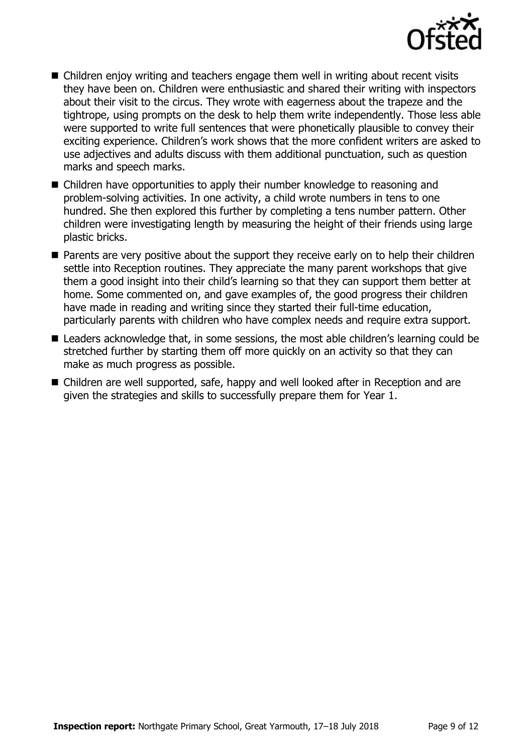- Children enjoy writing and teachers engage them well in writing about recent visits they have been on. Children were enthusiastic and shared their writing with inspectors about their visit to the circus. They wrote with eagerness about the trapeze and the tightrope, using prompts on the desk to help them write independently. Those less able were supported to write full sentences that were phonetically plausible to convey their exciting experience. Children's work shows that the more confident writers are asked to use adjectives and adults discuss with them additional punctuation, such as question marks and speech marks.
- Children have opportunities to apply their number knowledge to reasoning and problem-solving activities. In one activity, a child wrote numbers in tens to one hundred. She then explored this further by completing a tens number pattern. Other children were investigating length by measuring the height of their friends using large plastic bricks.
- Parents are very positive about the support they receive early on to help their children settle into Reception routines. They appreciate the many parent workshops that give them a good insight into their child's learning so that they can support them better at home. Some commented on, and gave examples of, the good progress their children have made in reading and writing since they started their full-time education, particularly parents with children who have complex needs and require extra support.
- Leaders acknowledge that, in some sessions, the most able children's learning could be stretched further by starting them off more quickly on an activity so that they can make as much progress as possible.
- Children are well supported, safe, happy and well looked after in Reception and are given the strategies and skills to successfully prepare them for Year 1.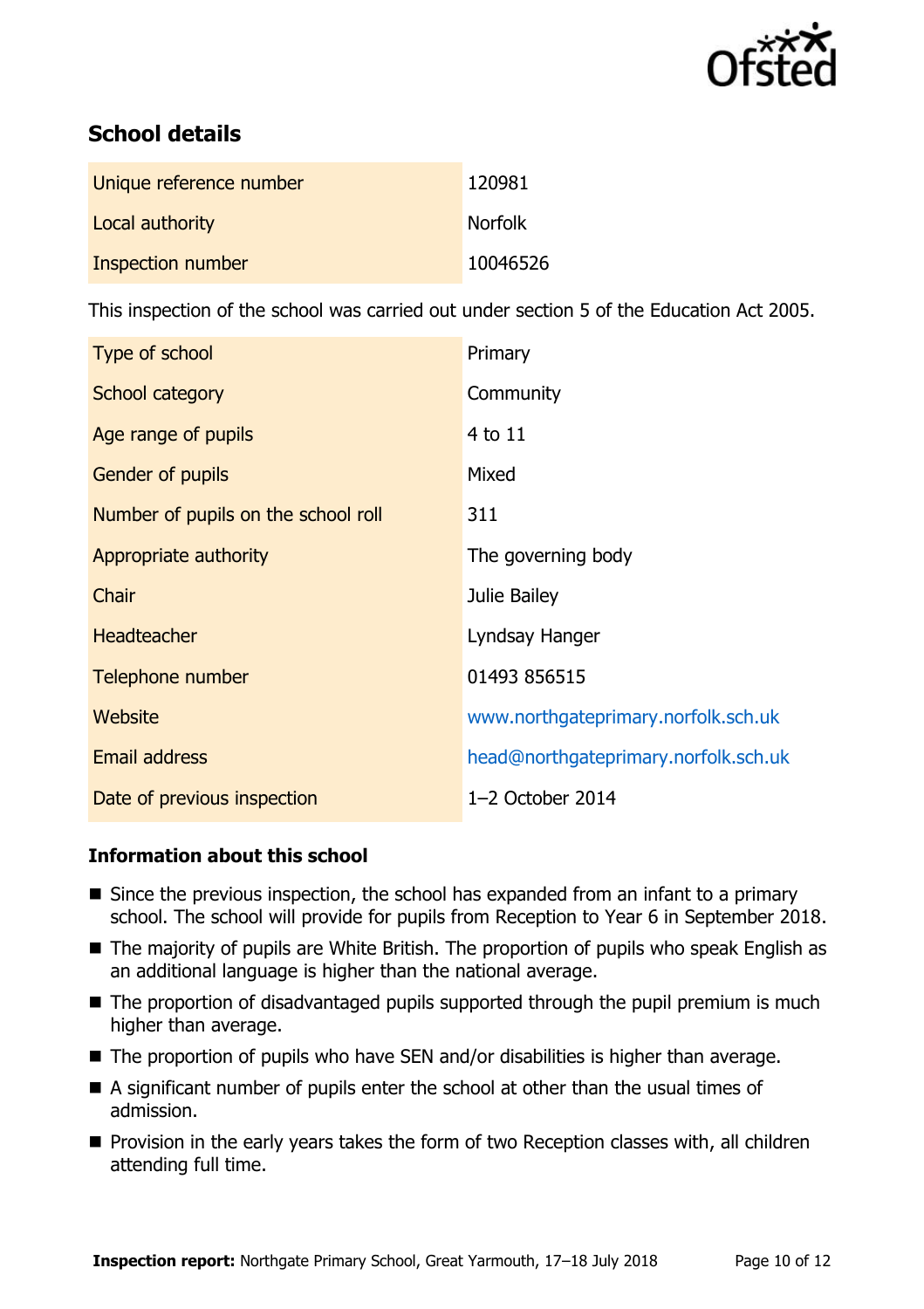## School details

| | |
|---|---|
| Unique reference number | 120981 |
| Local authority | Norfolk |
| Inspection number | 10046526 |

This inspection of the school was carried out under section 5 of the Education Act 2005.

| | |
|---|---|
| Type of school | Primary |
| School category | Community |
| Age range of pupils | 4 to 11 |
| Gender of pupils | Mixed |
| Number of pupils on the school roll | 311 |
| Appropriate authority | The governing body |
| Chair | Julie Bailey |
| Headteacher | Lyndsay Hanger |
| Telephone number | 01493 856515 |
| Website | www.northgateprimary.norfolk.sch.uk |
| Email address | head@northgateprimary.norfolk.sch.uk |
| Date of previous inspection | 1–2 October 2014 |

### Information about this school

- Since the previous inspection, the school has expanded from an infant to a primary school. The school will provide for pupils from Reception to Year 6 in September 2018.
- The majority of pupils are White British. The proportion of pupils who speak English as an additional language is higher than the national average.
- The proportion of disadvantaged pupils supported through the pupil premium is much higher than average.
- The proportion of pupils who have SEN and/or disabilities is higher than average.
- A significant number of pupils enter the school at other than the usual times of admission.
- Provision in the early years takes the form of two Reception classes with, all children attending full time.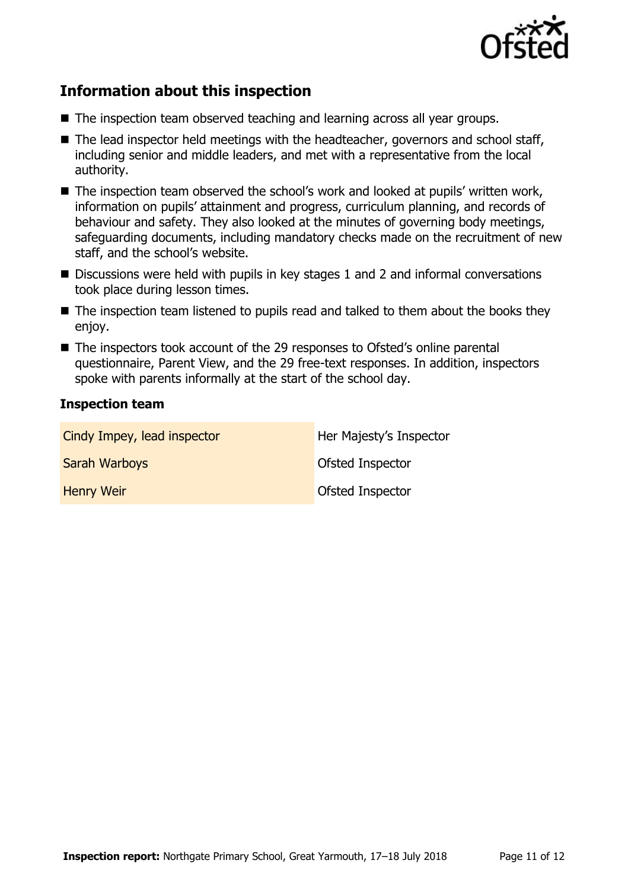## Information about this inspection

- The inspection team observed teaching and learning across all year groups.
- The lead inspector held meetings with the headteacher, governors and school staff, including senior and middle leaders, and met with a representative from the local authority.
- The inspection team observed the school's work and looked at pupils' written work, information on pupils' attainment and progress, curriculum planning, and records of behaviour and safety. They also looked at the minutes of governing body meetings, safeguarding documents, including mandatory checks made on the recruitment of new staff, and the school's website.
- Discussions were held with pupils in key stages 1 and 2 and informal conversations took place during lesson times.
- The inspection team listened to pupils read and talked to them about the books they enjoy.
- The inspectors took account of the 29 responses to Ofsted's online parental questionnaire, Parent View, and the 29 free-text responses. In addition, inspectors spoke with parents informally at the start of the school day.

### Inspection team

| | |
|---|---|
| Cindy Impey, lead inspector | Her Majesty's Inspector |
| Sarah Warboys | Ofsted Inspector |
| Henry Weir | Ofsted Inspector |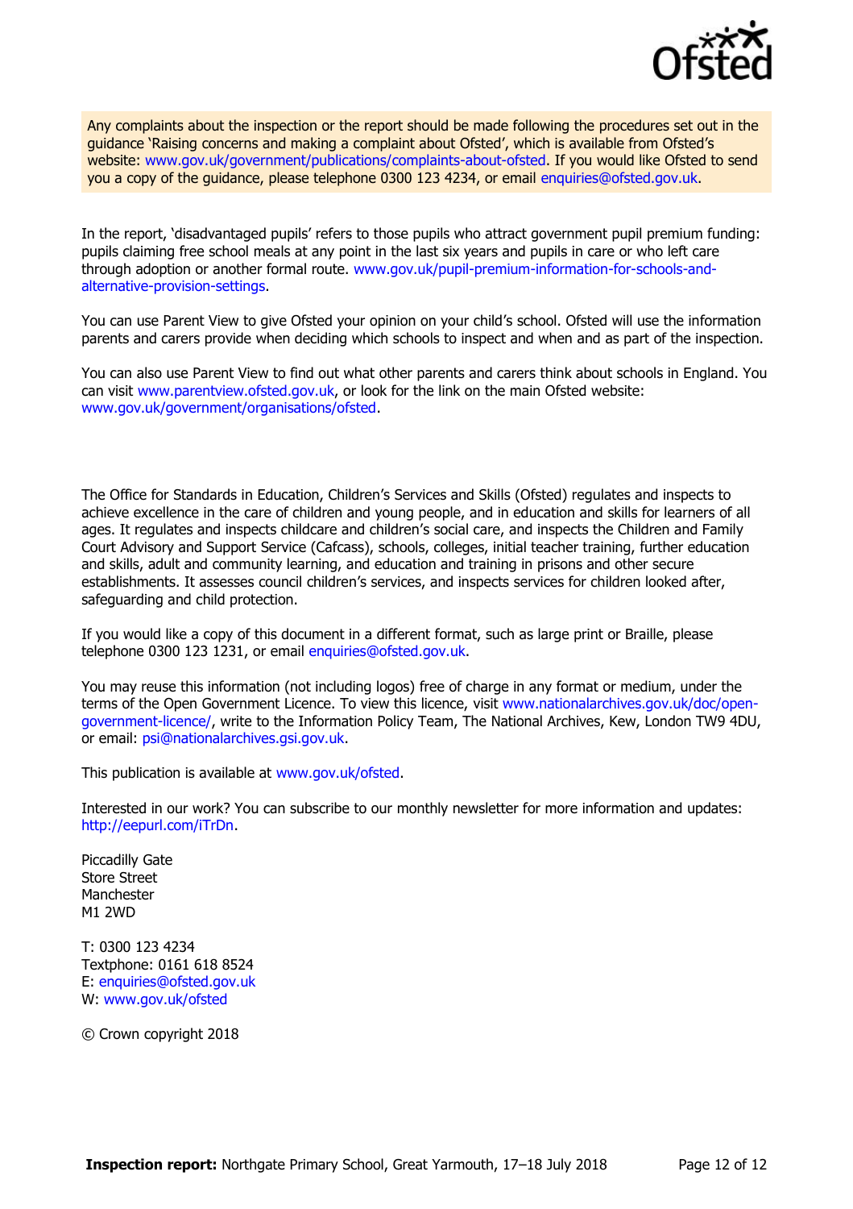Any complaints about the inspection or the report should be made following the procedures set out in the guidance 'Raising concerns and making a complaint about Ofsted', which is available from Ofsted's website: www.gov.uk/government/publications/complaints-about-ofsted. If you would like Ofsted to send you a copy of the guidance, please telephone 0300 123 4234, or email enquiries@ofsted.gov.uk.

In the report, 'disadvantaged pupils' refers to those pupils who attract government pupil premium funding: pupils claiming free school meals at any point in the last six years and pupils in care or who left care through adoption or another formal route. www.gov.uk/pupil-premium-information-for-schools-and-alternative-provision-settings.

You can use Parent View to give Ofsted your opinion on your child's school. Ofsted will use the information parents and carers provide when deciding which schools to inspect and when and as part of the inspection.

You can also use Parent View to find out what other parents and carers think about schools in England. You can visit www.parentview.ofsted.gov.uk, or look for the link on the main Ofsted website: www.gov.uk/government/organisations/ofsted.

The Office for Standards in Education, Children's Services and Skills (Ofsted) regulates and inspects to achieve excellence in the care of children and young people, and in education and skills for learners of all ages. It regulates and inspects childcare and children's social care, and inspects the Children and Family Court Advisory and Support Service (Cafcass), schools, colleges, initial teacher training, further education and skills, adult and community learning, and education and training in prisons and other secure establishments. It assesses council children's services, and inspects services for children looked after, safeguarding and child protection.

If you would like a copy of this document in a different format, such as large print or Braille, please telephone 0300 123 1231, or email enquiries@ofsted.gov.uk.

You may reuse this information (not including logos) free of charge in any format or medium, under the terms of the Open Government Licence. To view this licence, visit www.nationalarchives.gov.uk/doc/open-government-licence/, write to the Information Policy Team, The National Archives, Kew, London TW9 4DU, or email: psi@nationalarchives.gsi.gov.uk.

This publication is available at www.gov.uk/ofsted.

Interested in our work? You can subscribe to our monthly newsletter for more information and updates: http://eepurl.com/iTrDn.

Piccadilly Gate
Store Street
Manchester
M1 2WD

T: 0300 123 4234
Textphone: 0161 618 8524
E: enquiries@ofsted.gov.uk
W: www.gov.uk/ofsted

© Crown copyright 2018